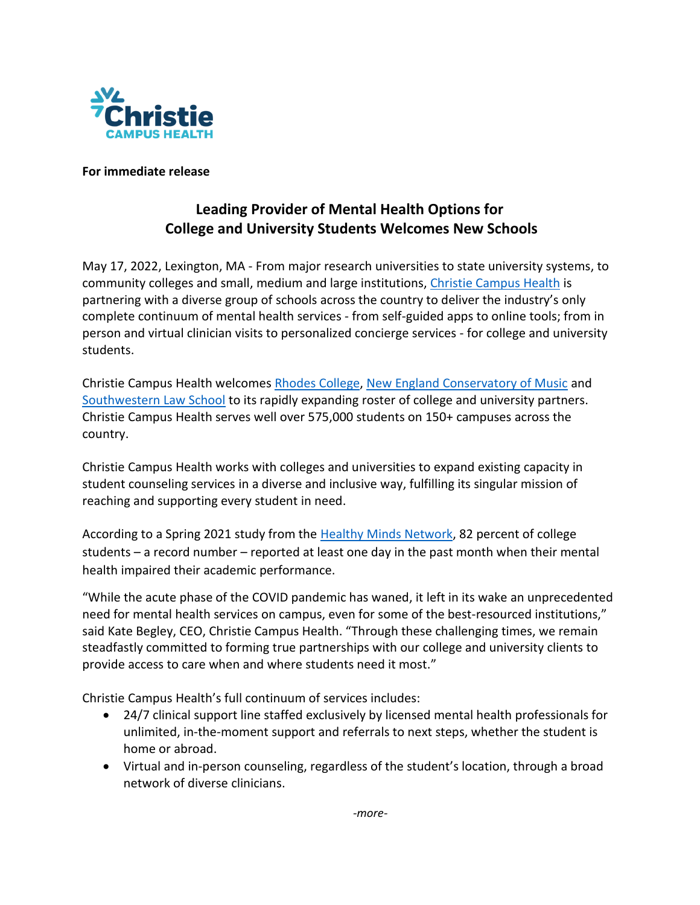Christie CAMPUS HEALTH

**For immediate release**

# Leading Provider of Mental Health Options for College and University Students Welcomes New Schools

May 17, 2022, Lexington, MA - From major research universities to state university systems, to community colleges and small, medium and large institutions, Christie Campus Health is partnering with a diverse group of schools across the country to deliver the industry's only complete continuum of mental health services - from self-guided apps to online tools; from in person and virtual clinician visits to personalized concierge services - for college and university students.

Christie Campus Health welcomes Rhodes College, New England Conservatory of Music and Southwestern Law School to its rapidly expanding roster of college and university partners. Christie Campus Health serves well over 575,000 students on 150+ campuses across the country.

Christie Campus Health works with colleges and universities to expand existing capacity in student counseling services in a diverse and inclusive way, fulfilling its singular mission of reaching and supporting every student in need.

According to a Spring 2021 study from the Healthy Minds Network, 82 percent of college students – a record number – reported at least one day in the past month when their mental health impaired their academic performance.

"While the acute phase of the COVID pandemic has waned, it left in its wake an unprecedented need for mental health services on campus, even for some of the best-resourced institutions," said Kate Begley, CEO, Christie Campus Health. "Through these challenging times, we remain steadfastly committed to forming true partnerships with our college and university clients to provide access to care when and where students need it most."

Christie Campus Health's full continuum of services includes:

- 24/7 clinical support line staffed exclusively by licensed mental health professionals for unlimited, in-the-moment support and referrals to next steps, whether the student is home or abroad.
- Virtual and in-person counseling, regardless of the student's location, through a broad network of diverse clinicians.

*-more-*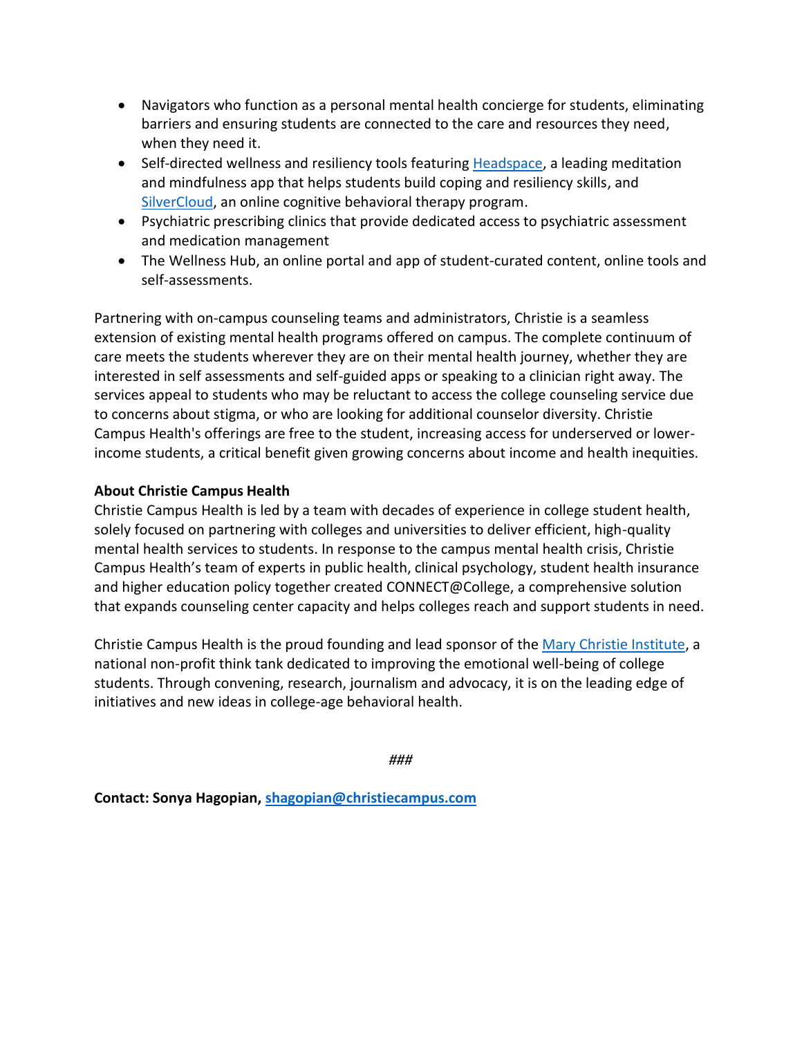- Navigators who function as a personal mental health concierge for students, eliminating barriers and ensuring students are connected to the care and resources they need, when they need it.
- Self-directed wellness and resiliency tools featuring [Headspace](), a leading meditation and mindfulness app that helps students build coping and resiliency skills, and [SilverCloud](), an online cognitive behavioral therapy program.
- Psychiatric prescribing clinics that provide dedicated access to psychiatric assessment and medication management
- The Wellness Hub, an online portal and app of student-curated content, online tools and self-assessments.

Partnering with on-campus counseling teams and administrators, Christie is a seamless extension of existing mental health programs offered on campus. The complete continuum of care meets the students wherever they are on their mental health journey, whether they are interested in self assessments and self-guided apps or speaking to a clinician right away. The services appeal to students who may be reluctant to access the college counseling service due to concerns about stigma, or who are looking for additional counselor diversity. Christie Campus Health's offerings are free to the student, increasing access for underserved or lower-income students, a critical benefit given growing concerns about income and health inequities.

**About Christie Campus Health**

Christie Campus Health is led by a team with decades of experience in college student health, solely focused on partnering with colleges and universities to deliver efficient, high-quality mental health services to students. In response to the campus mental health crisis, Christie Campus Health's team of experts in public health, clinical psychology, student health insurance and higher education policy together created CONNECT@College, a comprehensive solution that expands counseling center capacity and helps colleges reach and support students in need.

Christie Campus Health is the proud founding and lead sponsor of the Mary Christie Institute, a national non-profit think tank dedicated to improving the emotional well-being of college students. Through convening, research, journalism and advocacy, it is on the leading edge of initiatives and new ideas in college-age behavioral health.

*###*

**Contact: Sonya Hagopian, shagopian@christiecampus.com**